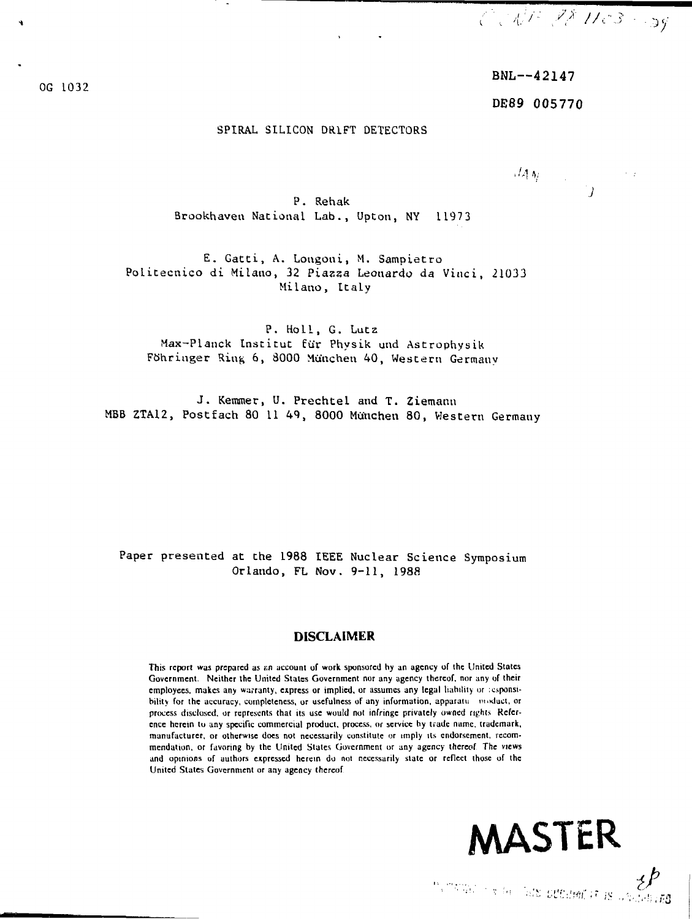OG 1032

BNL--42147

DE89 005770

# SPIRAL SILICON DRIFT DETECTORS

P. Rehak
Brookhaven National Lab., Upton, NY 11973

E. Gatti, A. Longoni, M. Sampietro
Politecnico di Milano, 32 Piazza Leonardo da Vinci, 21033
Milano, Italy

P. Holl, G. Lutz
Max-Planck Institut für Physik und Astrophysik
Föhringer Ring 6, 8000 München 40, Western Germany

J. Kemmer, U. Prechtel and T. Ziemann
MBB ZTA12, Postfach 80 11 49, 8000 München 80, Western Germany

Paper presented at the 1988 IEEE Nuclear Science Symposium
Orlando, FL Nov. 9-11, 1988

## DISCLAIMER

This report was prepared as an account of work sponsored by an agency of the United States Government. Neither the United States Government nor any agency thereof, nor any of their employees, makes any warranty, express or implied, or assumes any legal liability or responsibility for the accuracy, completeness, or usefulness of any information, apparatus, product, or process disclosed, or represents that its use would not infringe privately owned rights. Reference herein to any specific commercial product, process, or service by trade name, trademark, manufacturer, or otherwise does not necessarily constitute or imply its endorsement, recommendation, or favoring by the United States Government or any agency thereof. The views and opinions of authors expressed herein do not necessarily state or reflect those of the United States Government or any agency thereof.

**MASTER**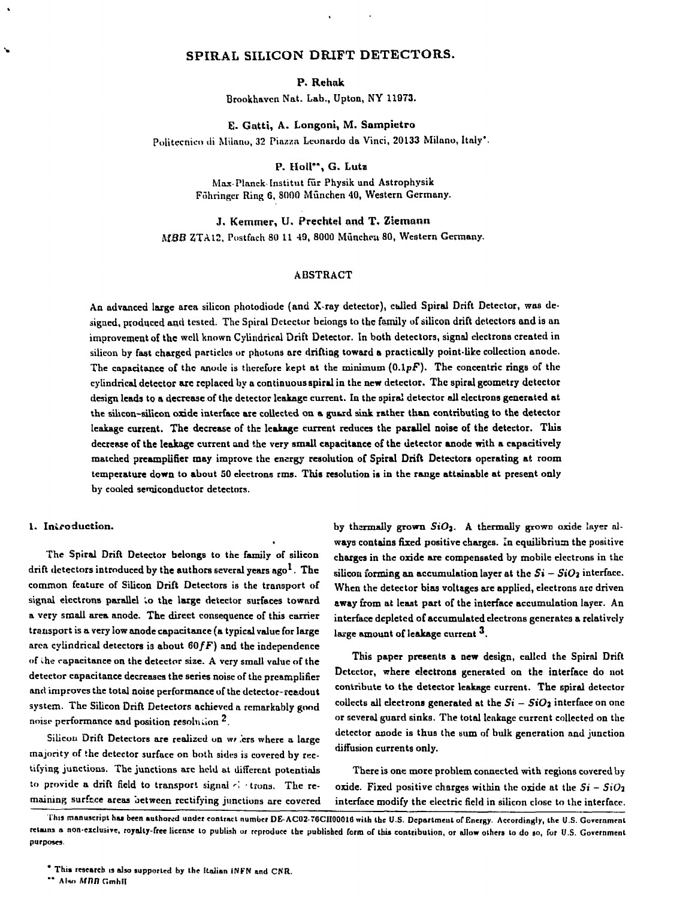# SPIRAL SILICON DRIFT DETECTORS.

**P. Rehak**

Brookhaven Nat. Lab., Upton, NY 11973.

**E. Gatti, A. Longoni, M. Sampietro**

Politecnico di Milano, 32 Piazza Leonardo da Vinci, 20133 Milano, Italy*.

**P. Holl**, G. Lutz**

Max-Planck-Institut für Physik und Astrophysik
Föhringer Ring 6, 8000 München 40, Western Germany.

**J. Kemmer, U. Prechtel and T. Ziemann**

MBB ZTA12, Postfach 80 11 49, 8000 München 80, Western Germany.

## ABSTRACT

An advanced large area silicon photodiode (and X-ray detector), called Spiral Drift Detector, was designed, produced and tested. The Spiral Detector belongs to the family of silicon drift detectors and is an improvement of the well known Cylindrical Drift Detector. In both detectors, signal electrons created in silicon by fast charged particles or photons are drifting toward a practically point-like collection anode. The capacitance of the anode is therefore kept at the minimum ($0.1pF$). The concentric rings of the cylindrical detector are replaced by a continuous spiral in the new detector. The spiral geometry detector design leads to a decrease of the detector leakage current. In the spiral detector all electrons generated at the silicon–silicon oxide interface are collected on a guard sink rather than contributing to the detector leakage current. The decrease of the leakage current reduces the parallel noise of the detector. This decrease of the leakage current and the very small capacitance of the detector anode with a capacitively matched preamplifier may improve the energy resolution of Spiral Drift Detectors operating at room temperature down to about 50 electrons rms. This resolution is in the range attainable at present only by cooled semiconductor detectors.

## 1. Introduction.

The Spiral Drift Detector belongs to the family of silicon drift detectors introduced by the authors several years ago[1]. The common feature of Silicon Drift Detectors is the transport of signal electrons parallel to the large detector surfaces toward a very small area anode. The direct consequence of this carrier transport is a very low anode capacitance (a typical value for large area cylindrical detectors is about $60fF$) and the independence of the capacitance on the detector size. A very small value of the detector capacitance decreases the series noise of the preamplifier and improves the total noise performance of the detector–readout system. The Silicon Drift Detectors achieved a remarkably good noise performance and position resolution [2].

Silicon Drift Detectors are realized on wafers where a large majority of the detector surface on both sides is covered by rectifying junctions. The junctions are held at different potentials to provide a drift field to transport signal electrons. The remaining surface areas between rectifying junctions are covered by thermally grown $SiO_2$. A thermally grown oxide layer always contains fixed positive charges. In equilibrium the positive charges in the oxide are compensated by mobile electrons in the silicon forming an accumulation layer at the $Si - SiO_2$ interface. When the detector bias voltages are applied, electrons are driven away from at least part of the interface accumulation layer. An interface depleted of accumulated electrons generates a relatively large amount of leakage current [3].

This paper presents a new design, called the Spiral Drift Detector, where electrons generated on the interface do not contribute to the detector leakage current. The spiral detector collects all electrons generated at the $Si - SiO_2$ interface on one or several guard sinks. The total leakage current collected on the detector anode is thus the sum of bulk generation and junction diffusion currents only.

There is one more problem connected with regions covered by oxide. Fixed positive charges within the oxide at the $Si - SiO_2$ interface modify the electric field in silicon close to the interface.

This manuscript has been authored under contract number DE-AC02-76CH00016 with the U.S. Department of Energy. Accordingly, the U.S. Government retains a non-exclusive, royalty-free license to publish or reproduce the published form of this contribution, or allow others to do so, for U.S. Government purposes.

\* This research is also supported by the Italian INFN and CNR.

\** Also MBB GmbH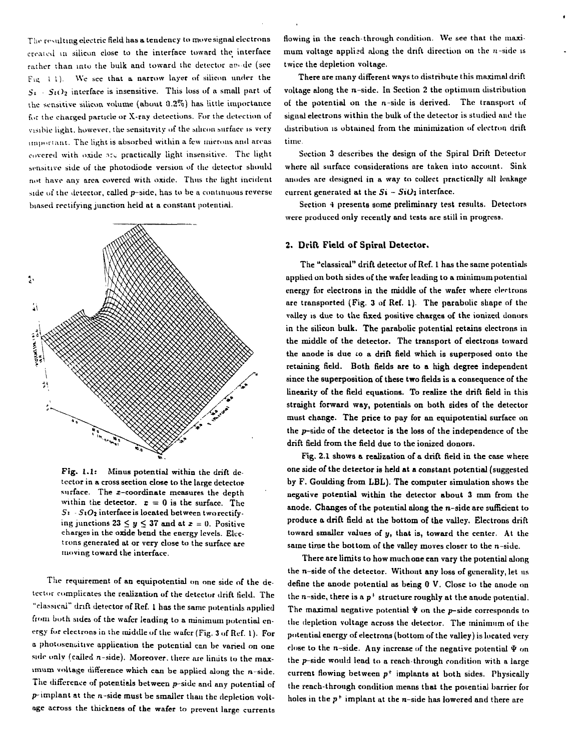The resulting electric field has a tendency to move signal electrons created in silicon close to the interface toward the interface rather than into the bulk and toward the detector anode (see Fig. 1.1). We see that a narrow layer of silicon under the $Si - SiO_2$ interface is insensitive. This loss of a small part of the sensitive silicon volume (about 0.2%) has little importance for the charged particle or X-ray detections. For the detection of visible light, however, the sensitivity of the silicon surface is very important. The light is absorbed within a few microns and areas covered with oxide are practically light insensitive. The light sensitive side of the photodiode version of the detector should not have any area covered with oxide. Thus the light incident side of the detector, called p-side, has to be a continuous reverse biased rectifying junction held at a constant potential.

**Fig. 1.1:** Minus potential within the drift detector in a cross section close to the large detector surface. The $x$-coordinate measures the depth within the detector. $x = 0$ is the surface. The $Si - SiO_2$ interface is located between two rectifying junctions $23 \le y \le 37$ and at $x = 0$. Positive charges in the oxide bend the energy levels. Electrons generated at or very close to the surface are moving toward the interface.

The requirement of an equipotential on one side of the detector complicates the realization of the detector drift field. The "classical" drift detector of Ref. 1 has the same potentials applied from both sides of the wafer leading to a minimum potential energy for electrons in the middle of the wafer (Fig. 3 of Ref. 1). For a photosensitive application the potential can be varied on one side only (called n-side). Moreover, there are limits to the maximum voltage difference which can be applied along the n-side. The difference of potentials between p-side and any potential of p-implant at the n-side must be smaller than the depletion voltage across the thickness of the wafer to prevent large currents flowing in the reach-through condition. We see that the maximum voltage applied along the drift direction on the n-side is twice the depletion voltage.

There are many different ways to distribute this maximal drift voltage along the n-side. In Section 2 the optimum distribution of the potential on the n-side is derived. The transport of signal electrons within the bulk of the detector is studied and the distribution is obtained from the minimization of electron drift time.

Section 3 describes the design of the Spiral Drift Detector where all surface considerations are taken into account. Sink anodes are designed in a way to collect practically all leakage current generated at the $Si - SiO_2$ interface.

Section 4 presents some preliminary test results. Detectors were produced only recently and tests are still in progress.

## 2. Drift Field of Spiral Detector.

The "classical" drift detector of Ref. 1 has the same potentials applied on both sides of the wafer leading to a minimum potential energy for electrons in the middle of the wafer where electrons are transported (Fig. 3 of Ref. 1). The parabolic shape of the valley is due to the fixed positive charges of the ionized donors in the silicon bulk. The parabolic potential retains electrons in the middle of the detector. The transport of electrons toward the anode is due to a drift field which is superposed onto the retaining field. Both fields are to a high degree independent since the superposition of these two fields is a consequence of the linearity of the field equations. To realize the drift field in this straight forward way, potentials on both sides of the detector must change. The price to pay for an equipotential surface on the p-side of the detector is the loss of the independence of the drift field from the field due to the ionized donors.

Fig. 2.1 shows a realization of a drift field in the case where one side of the detector is held at a constant potential (suggested by F. Goulding from LBL). The computer simulation shows the negative potential within the detector about 3 mm from the anode. Changes of the potential along the n-side are sufficient to produce a drift field at the bottom of the valley. Electrons drift toward smaller values of $y$, that is, toward the center. At the same time the bottom of the valley moves closer to the n-side.

There are limits to how much one can vary the potential along the n-side of the detector. Without any loss of generality, let us define the anode potential as being 0 V. Close to the anode on the n-side, there is a $p^+$ structure roughly at the anode potential. The maximal negative potential $\Psi$ on the p-side corresponds to the depletion voltage across the detector. The minimum of the potential energy of electrons (bottom of the valley) is located very close to the n-side. Any increase of the negative potential $\Psi$ on the p-side would lead to a reach-through condition with a large current flowing between $p^+$ implants at both sides. Physically the reach-through condition means that the potential barrier for holes in the $p^+$ implant at the n-side has lowered and there are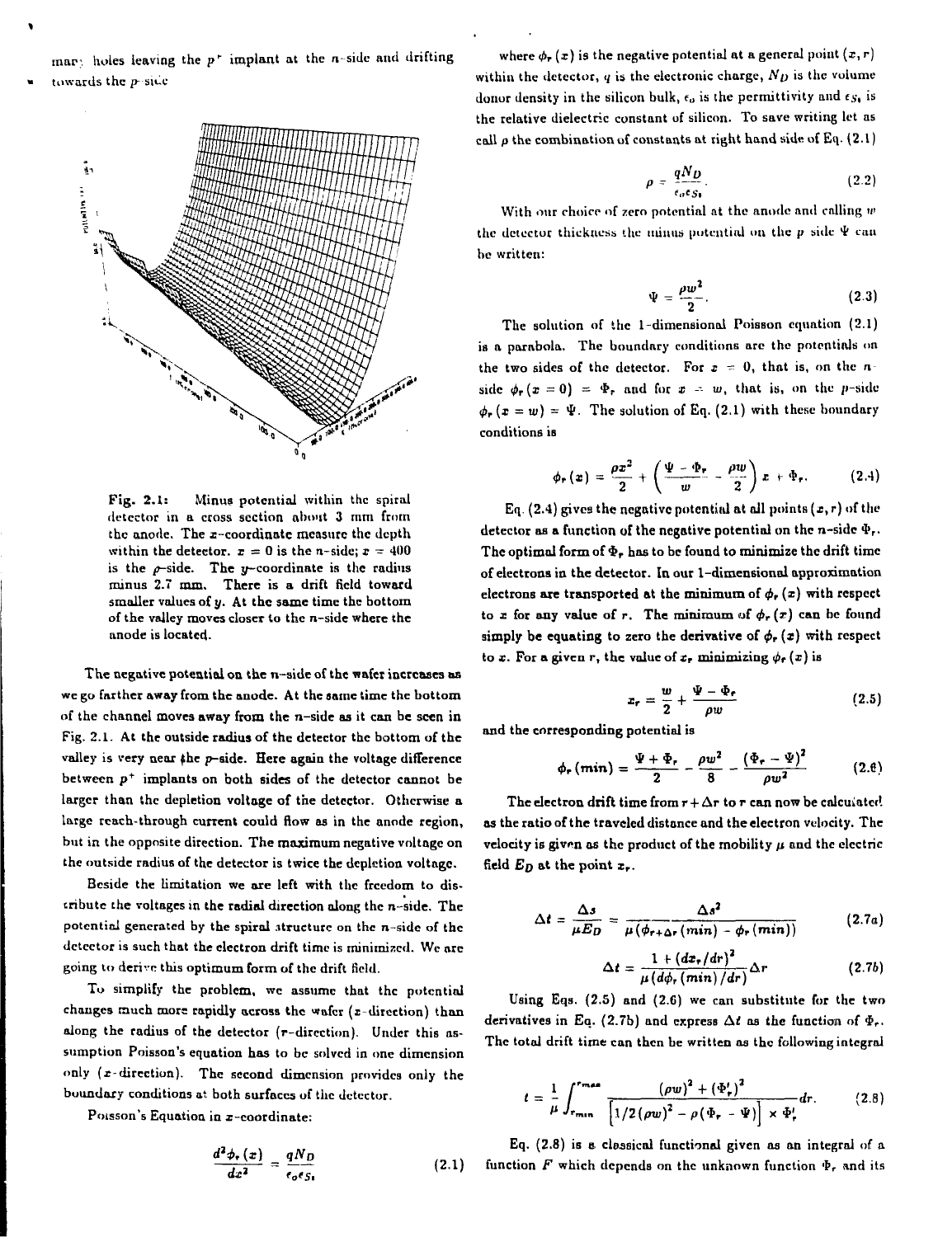mary holes leaving the $p^+$ implant at the $n$-side and drifting towards the $p$-side

Fig. 2.1: Minus potential within the spiral detector in a cross section about 3 mm from the anode. The $x$-coordinate measure the depth within the detector. $x = 0$ is the $n$-side; $x = 400$ is the $p$-side. The $y$-coordinate is the radius minus 2.7 mm. There is a drift field toward smaller values of $y$. At the same time the bottom of the valley moves closer to the $n$-side where the anode is located.

The negative potential on the n-side of the wafer increases as we go farther away from the anode. At the same time the bottom of the channel moves away from the n-side as it can be seen in Fig. 2.1. At the outside radius of the detector the bottom of the valley is very near the $p$-side. Here again the voltage difference between $p^+$ implants on both sides of the detector cannot be larger than the depletion voltage of the detector. Otherwise a large reach-through current could flow as in the anode region, but in the opposite direction. The maximum negative voltage on the outside radius of the detector is twice the depletion voltage.

Beside the limitation we are left with the freedom to distribute the voltages in the radial direction along the n-side. The potential generated by the spiral structure on the n-side of the detector is such that the electron drift time is minimized. We are going to derive this optimum form of the drift field.

To simplify the problem, we assume that the potential changes much more rapidly across the wafer ($x$-direction) than along the radius of the detector ($r$-direction). Under this assumption Poisson's equation has to be solved in one dimension only ($x$-direction). The second dimension provides only the boundary conditions at both surfaces of the detector.

Poisson's Equation in $x$-coordinate:

$$\frac{d^2\phi_r(x)}{dx^2} = \frac{qN_D}{\epsilon_o\epsilon_{S_i}} \tag{2.1}$$

where $\phi_r(x)$ is the negative potential at a general point $(x,r)$ within the detector, $q$ is the electronic charge, $N_D$ is the volume donor density in the silicon bulk, $\epsilon_o$ is the permittivity and $\epsilon_{S_i}$ is the relative dielectric constant of silicon. To save writing let us call $\rho$ the combination of constants at right hand side of Eq. (2.1)

$$\rho = \frac{qN_D}{\epsilon_o\epsilon_{S_i}}. \tag{2.2}$$

With our choice of zero potential at the anode and calling $w$ the detector thickness the minus potential on the $p$ side $\Psi$ can be written:

$$\Psi = \frac{\rho w^2}{2}. \tag{2.3}$$

The solution of the 1-dimensional Poisson equation (2.1) is a parabola. The boundary conditions are the potentials on the two sides of the detector. For $x = 0$, that is, on the $n$-side $\phi_r(x=0) = \Phi_r$ and for $x = w$, that is, on the $p$-side $\phi_r(x=w) = \Psi$. The solution of Eq. (2.1) with these boundary conditions is

$$\phi_r(x) = \frac{\rho x^2}{2} + \left(\frac{\Psi - \Phi_r}{w} - \frac{\rho w}{2}\right)x + \Phi_r. \tag{2.4}$$

Eq. (2.4) gives the negative potential at all points $(x,r)$ of the detector as a function of the negative potential on the n-side $\Phi_r$. The optimal form of $\Phi_r$ has to be found to minimize the drift time of electrons in the detector. In our 1-dimensional approximation electrons are transported at the minimum of $\phi_r(x)$ with respect to $x$ for any value of $r$. The minimum of $\phi_r(x)$ can be found simply be equating to zero the derivative of $\phi_r(x)$ with respect to $x$. For a given r, the value of $x_r$ minimizing $\phi_r(x)$ is

$$x_r = \frac{w}{2} + \frac{\Psi - \Phi_r}{\rho w} \tag{2.5}$$

and the corresponding potential is

$$\phi_r(\min) = \frac{\Psi + \Phi_r}{2} - \frac{\rho w^2}{8} - \frac{(\Phi_r - \Psi)^2}{\rho w^2} \tag{2.6}$$

The electron drift time from $r + \Delta r$ to $r$ can now be calculated as the ratio of the traveled distance and the electron velocity. The velocity is given as the product of the mobility $\mu$ and the electric field $E_D$ at the point $x_r$.

$$\Delta t = \frac{\Delta s}{\mu E_D} = \frac{\Delta s^2}{\mu(\phi_{r+\Delta r}(\min) - \phi_r(\min))} \tag{2.7a}$$

$$\Delta t = \frac{1 + (dx_r/dr)^2}{\mu(d\phi_r(\min)/dr)}\Delta r \tag{2.7b}$$

Using Eqs. (2.5) and (2.6) we can substitute for the two derivatives in Eq. (2.7b) and express $\Delta t$ as the function of $\Phi_r$. The total drift time can then be written as the following integral

$$t = \frac{1}{\mu}\int_{r_{\min}}^{r_{\max}} \frac{(\rho w)^2 + (\Phi_r')^2}{\left[1/2(\rho w)^2 - \rho(\Phi_r - \Psi)\right] \times \Phi_r'} dr. \tag{2.8}$$

Eq. (2.8) is a classical functional given as an integral of a function $F$ which depends on the unknown function $\Phi_r$ and its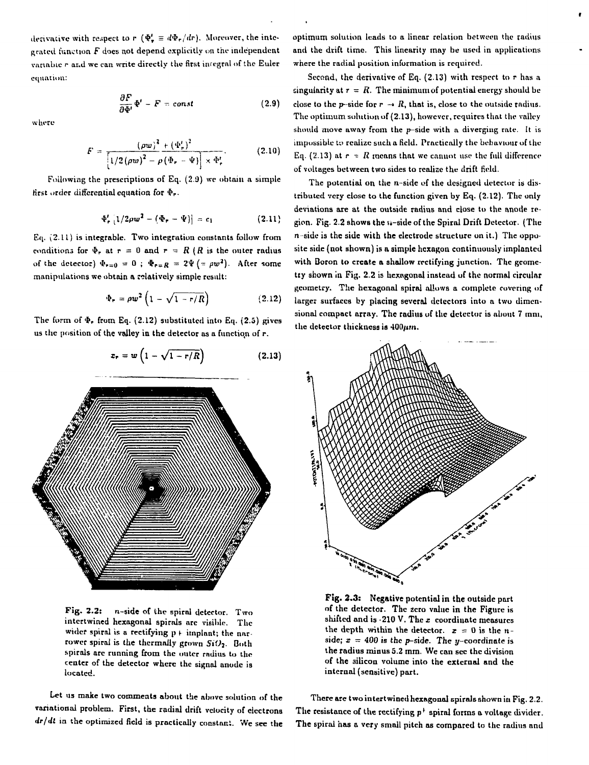derivative with respect to $r$ ($\Phi_r' \equiv d\Phi_r/dr$). Moreover, the integrated function $F$ does not depend explicitly on the independent variable $r$ and we can write directly the first integral of the Euler equation:

$$\frac{\partial F}{\partial \Phi'}\Phi' - F = const \tag{2.9}$$

where

$$F = \frac{(\rho w)^2 + (\Phi_r')^2}{\left[1/2(\rho w)^2 - \rho(\Phi_r - \Psi)\right] \times \Phi_r'}. \tag{2.10}$$

Following the prescriptions of Eq. (2.9) we obtain a simple first order differential equation for $\Phi_r$.

$$\Phi_r'\left[1/2\rho w^2 - (\Phi_r - \Psi)\right] = c_1 \tag{2.11}$$

Eq. (2.11) is integrable. Two integration constants follow from conditions for $\Phi_r$ at $r = 0$ and $r = R$ ($R$ is the outer radius of the detector) $\Phi_{r=0} = 0$ ; $\Phi_{r=R} = 2\Psi\ (= \rho w^2)$. After some manipulations we obtain a relatively simple result:

$$\Phi_r = \rho w^2\left(1 - \sqrt{1 - r/R}\right) \tag{2.12}$$

The form of $\Phi_r$ from Eq. (2.12) substituted into Eq. (2.5) gives us the position of the valley in the detector as a function of $r$.

$$x_r = w\left(1 - \sqrt{1 - r/R}\right) \tag{2.13}$$

Fig. 2.2: $n$-side of the spiral detector. Two intertwined hexagonal spirals are visible. The wider spiral is a rectifying p+ implant; the narrower spiral is the thermally grown $SiO_2$. Both spirals are running from the outer radius to the center of the detector where the signal anode is located.

Let us make two comments about the above solution of the variational problem. First, the radial drift velocity of electrons $dr/dt$ in the optimized field is practically constant. We see the optimum solution leads to a linear relation between the radius and the drift time. This linearity may be used in applications where the radial position information is required.

Second, the derivative of Eq. (2.13) with respect to $r$ has a singularity at $r = R$. The minimum of potential energy should be close to the p–side for $r \to R$, that is, close to the outside radius. The optimum solution of (2.13), however, requires that the valley should move away from the p–side with a diverging rate. It is impossible to realize such a field. Practically the behaviour of the Eq. (2.13) at $r = R$ means that we cannot use the full difference of voltages between two sides to realize the drift field.

The potential on the n–side of the designed detector is distributed very close to the function given by Eq. (2.12). The only deviations are at the outside radius and close to the anode region. Fig. 2.2 shows the n–side of the Spiral Drift Detector. (The n–side is the side with the electrode structure on it.) The opposite side (not shown) is a simple hexagon continuously implanted with Boron to create a shallow rectifying junction. The geometry shown in Fig. 2.2 is hexagonal instead of the normal circular geometry. The hexagonal spiral allows a complete covering of larger surfaces by placing several detectors into a two dimensional compact array. The radius of the detector is about 7 mm, the detector thickness is $400\mu m$.

Fig. 2.3: Negative potential in the outside part of the detector. The zero value in the Figure is shifted and is -210 V. The $x$ coordinate measures the depth within the detector. $x = 0$ is the n-side; $x = 400$ is the p-side. The $y$-coordinate is the radius minus 5.2 mm. We can see the division of the silicon volume into the external and the internal (sensitive) part.

There are two intertwined hexagonal spirals shown in Fig. 2.2. The resistance of the rectifying $p^+$ spiral forms a voltage divider. The spiral has a very small pitch as compared to the radius and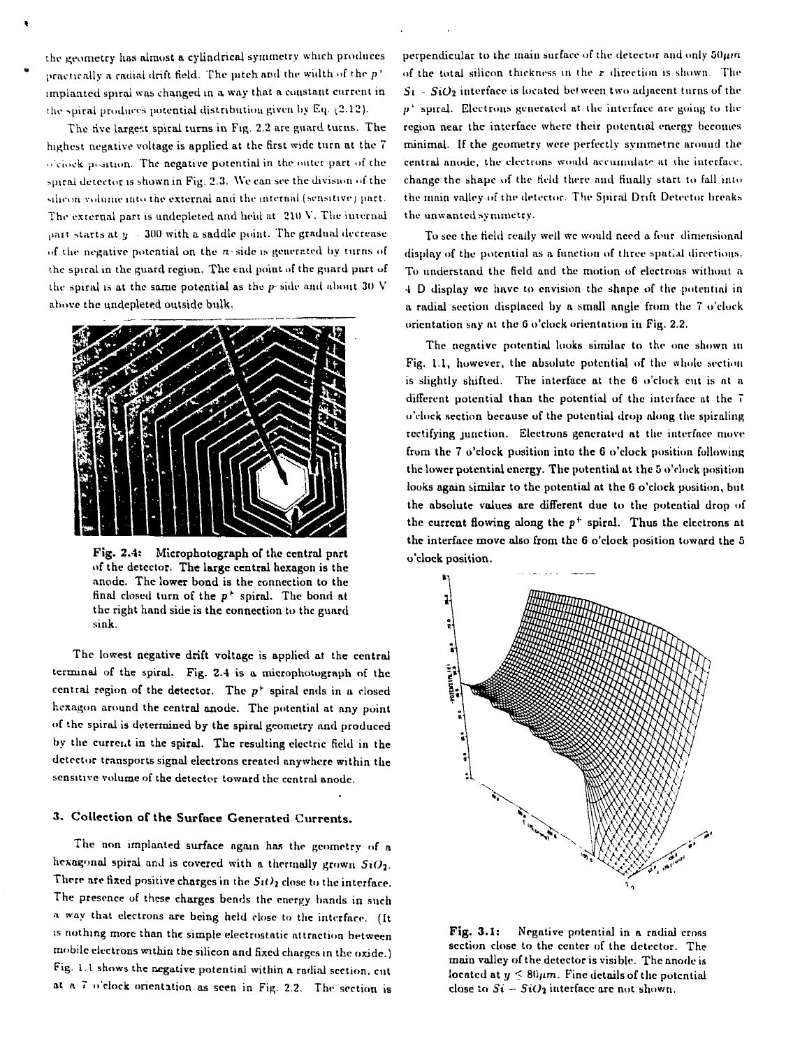the geometry has almost a cylindrical symmetry which produces practically a radial drift field. The pitch and the width of the $p^+$ implanted spiral was changed in a way that a constant current in the spiral produces potential distribution given by Eq. (2.12).

The five largest spiral turns in Fig. 2.2 are guard turns. The highest negative voltage is applied at the first wide turn at the 7 o'clock position. The negative potential in the outer part of the spiral detector is shown in Fig. 2.3. We can see the division of the silicon volume into the external and the internal (sensitive) part. The external part is undepleted and held at -210 V. The internal part starts at $y \sim 300$ with a saddle point. The gradual decrease of the negative potential on the $n$-side is generated by turns of the spiral in the guard region. The end point of the guard part of the spiral is at the same potential as the $p$-side and about 30 V above the undepleted outside bulk.

Fig. 2.4: Microphotograph of the central part of the detector. The large central hexagon is the anode. The lower bond is the connection to the final closed turn of the $p^+$ spiral. The bond at the right hand side is the connection to the guard sink.

The lowest negative drift voltage is applied at the central terminal of the spiral. Fig. 2.4 is a microphotograph of the central region of the detector. The $p^+$ spiral ends in a closed hexagon around the central anode. The potential at any point of the spiral is determined by the spiral geometry and produced by the current in the spiral. The resulting electric field in the detector transports signal electrons created anywhere within the sensitive volume of the detector toward the central anode.

## 3. Collection of the Surface Generated Currents.

The non implanted surface again has the geometry of a hexagonal spiral and is covered with a thermally grown $SiO_2$. There are fixed positive charges in the $SiO_2$ close to the interface. The presence of these charges bends the energy bands in such a way that electrons are being held close to the interface. (It is nothing more than the simple electrostatic attraction between mobile electrons within the silicon and fixed charges in the oxide.) Fig. 1.1 shows the negative potential within a radial section, cut at a 7 o'clock orientation as seen in Fig. 2.2. The section is perpendicular to the main surface of the detector and only $50 \mu m$ of the total silicon thickness in the $x$ direction is shown. The $Si - SiO_2$ interface is located between two adjacent turns of the $p^+$ spiral. Electrons generated at the interface are going to the region near the interface where their potential energy becomes minimal. If the geometry were perfectly symmetric around the central anode, the electrons would accumulate at the interface, change the shape of the field there and finally start to fall into the main valley of the detector. The Spiral Drift Detector breaks the unwanted symmetry.

To see the field really well we would need a four dimensional display of the potential as a function of three spatial directions. To understand the field and the motion of electrons without a 4 D display we have to envision the shape of the potential in a radial section displaced by a small angle from the 7 o'clock orientation say at the 6 o'clock orientation in Fig. 2.2.

The negative potential looks similar to the one shown in Fig. 1.1, however, the absolute potential of the whole section is slightly shifted. The interface at the 6 o'clock cut is at a different potential than the potential of the interface at the 7 o'clock section because of the potential drop along the spiraling rectifying junction. Electrons generated at the interface move from the 7 o'clock position into the 6 o'clock position following the lower potential energy. The potential at the 5 o'clock position looks again similar to the potential at the 6 o'clock position, but the absolute values are different due to the potential drop of the current flowing along the $p^+$ spiral. Thus the electrons at the interface move also from the 6 o'clock position toward the 5 o'clock position.

Fig. 3.1: Negative potential in a radial cross section close to the center of the detector. The main valley of the detector is visible. The anode is located at $y \lesssim 80 \mu m$. Fine details of the potential close to $Si - SiO_2$ interface are not shown.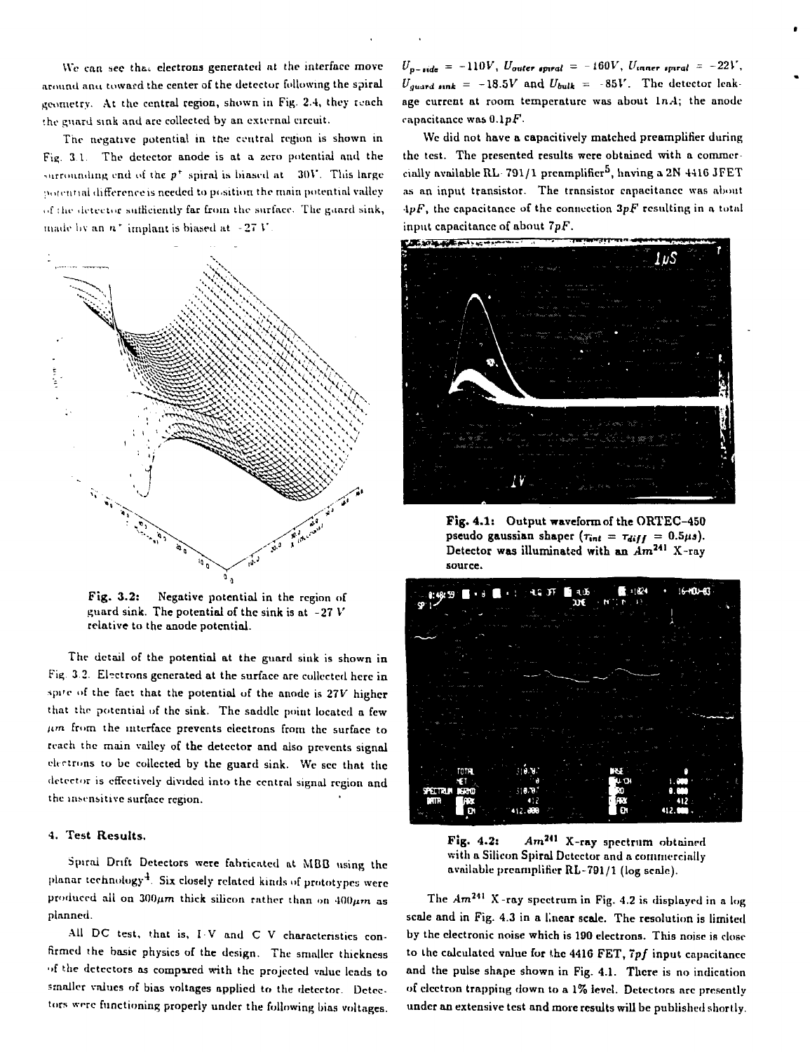We can see that electrons generated at the interface move around and toward the center of the detector following the spiral geometry. At the central region, shown in Fig. 2.4, they reach the guard sink and are collected by an external circuit.

The negative potential in the central region is shown in Fig. 3.1. The detector anode is at a zero potential and the surrounding end of the $p^+$ spiral is biased at $-30V$. This large potential difference is needed to position the main potential valley of the detector sufficiently far from the surface. The guard sink, made by an $n^+$ implant is biased at $-27\ V$.

**Fig. 3.2:** Negative potential in the region of guard sink. The potential of the sink is at $-27\ V$ relative to the anode potential.

The detail of the potential at the guard sink is shown in Fig. 3.2. Electrons generated at the surface are collected here in spite of the fact that the potential of the anode is $27V$ higher that the potential of the sink. The saddle point located a few $\mu m$ from the interface prevents electrons from the surface to reach the main valley of the detector and also prevents signal electrons to be collected by the guard sink. We see that the detector is effectively divided into the central signal region and the insensitive surface region.

## 4. Test Results.

Spiral Drift Detectors were fabricated at MBB using the planar technology[4]. Six closely related kinds of prototypes were produced all on $300\mu m$ thick silicon rather than on $400\mu m$ as planned.

All DC test, that is, I-V and C-V characteristics confirmed the basic physics of the design. The smaller thickness of the detectors as compared with the projected value leads to smaller values of bias voltages applied to the detector. Detectors were functioning properly under the following bias voltages. $U_{p-side} = -110V$, $U_{outer\ spiral} = -160V$, $U_{inner\ spiral} = -22V$, $U_{guard\ sink} = -18.5V$ and $U_{bulk} = -85V$. The detector leakage current at room temperature was about $1nA$; the anode capacitance was $0.1pF$.

We did not have a capacitively matched preamplifier during the test. The presented results were obtained with a commercially available RL-791/1 preamplifier[5], having a 2N 4416 JFET as an input transistor. The transistor capacitance was about $4pF$, the capacitance of the connection $3pF$ resulting in a total input capacitance of about $7pF$.

**Fig. 4.1:** Output waveform of the ORTEC-450 pseudo gaussian shaper ($\tau_{int} = \tau_{diff} = 0.5\mu s$). Detector was illuminated with an $Am^{241}$ X-ray source.

**Fig. 4.2:** $Am^{241}$ X-ray spectrum obtained with a Silicon Spiral Detector and a commercially available preamplifier RL-791/1 (log scale).

The $Am^{241}$ X-ray spectrum in Fig. 4.2 is displayed in a log scale and in Fig. 4.3 in a linear scale. The resolution is limited by the electronic noise which is 190 electrons. This noise is close to the calculated value for the 4416 FET, $7pf$ input capacitance and the pulse shape shown in Fig. 4.1. There is no indication of electron trapping down to a 1% level. Detectors are presently under an extensive test and more results will be published shortly.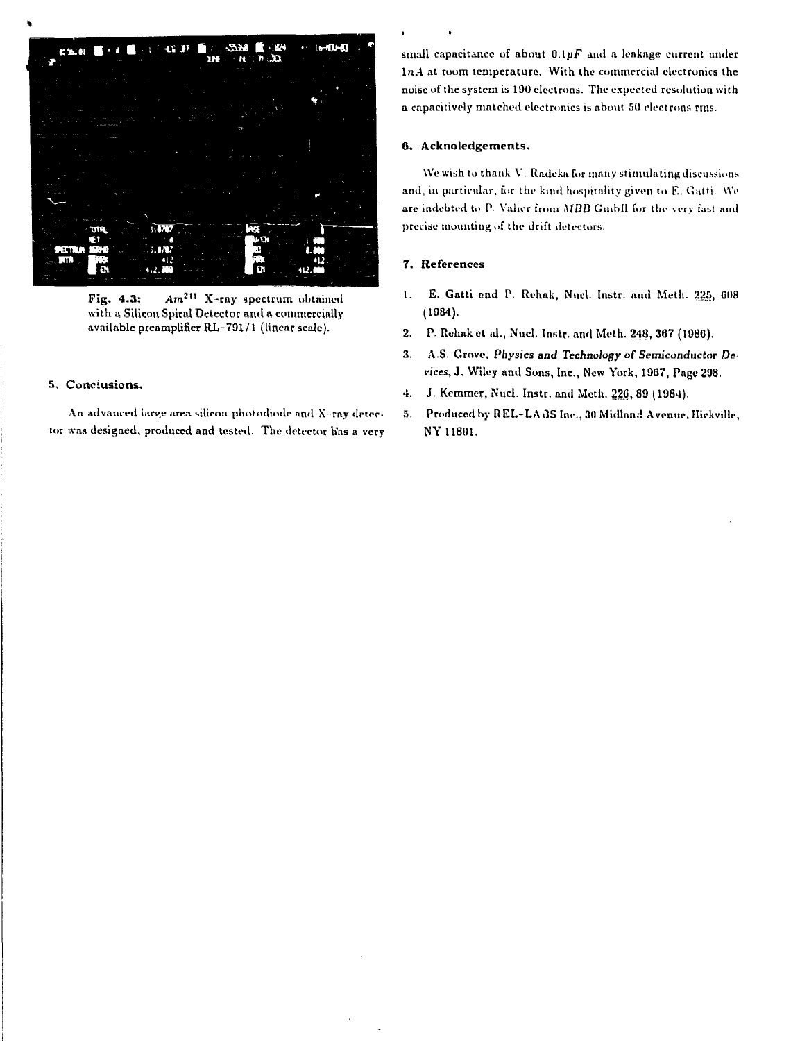Fig. 4.3: $Am^{241}$ X-ray spectrum obtained with a Silicon Spiral Detector and a commercially available preamplifier RL-791/1 (linear scale).

## 5. Conclusions.

An advanced large area silicon photodiode and X-ray detector was designed, produced and tested. The detector has a very small capacitance of about $0.1pF$ and a leakage current under $1nA$ at room temperature. With the commercial electronics the noise of the system is 190 electrons. The expected resolution with a capacitively matched electronics is about 50 electrons rms.

## 6. Acknoledgements.

We wish to thank V. Radeka for many stimulating discussions and, in particular, for the kind hospitality given to E. Gatti. We are indebted to P. Valier from *MBB* GmbH for the very fast and precise mounting of the drift detectors.

## 7. References

1. E. Gatti and P. Rehak, Nucl. Instr. and Meth. 225, 608 (1984).
2. P. Rehak et al., Nucl. Instr. and Meth. 248, 367 (1986).
3. A.S. Grove, *Physics and Technology of Semiconductor Devices*, J. Wiley and Sons, Inc., New York, 1967, Page 298.
4. J. Kemmer, Nucl. Instr. and Meth. 226, 89 (1984).
5. Produced by REL-LABS Inc., 30 Midland Avenue, Hickville, NY 11801.